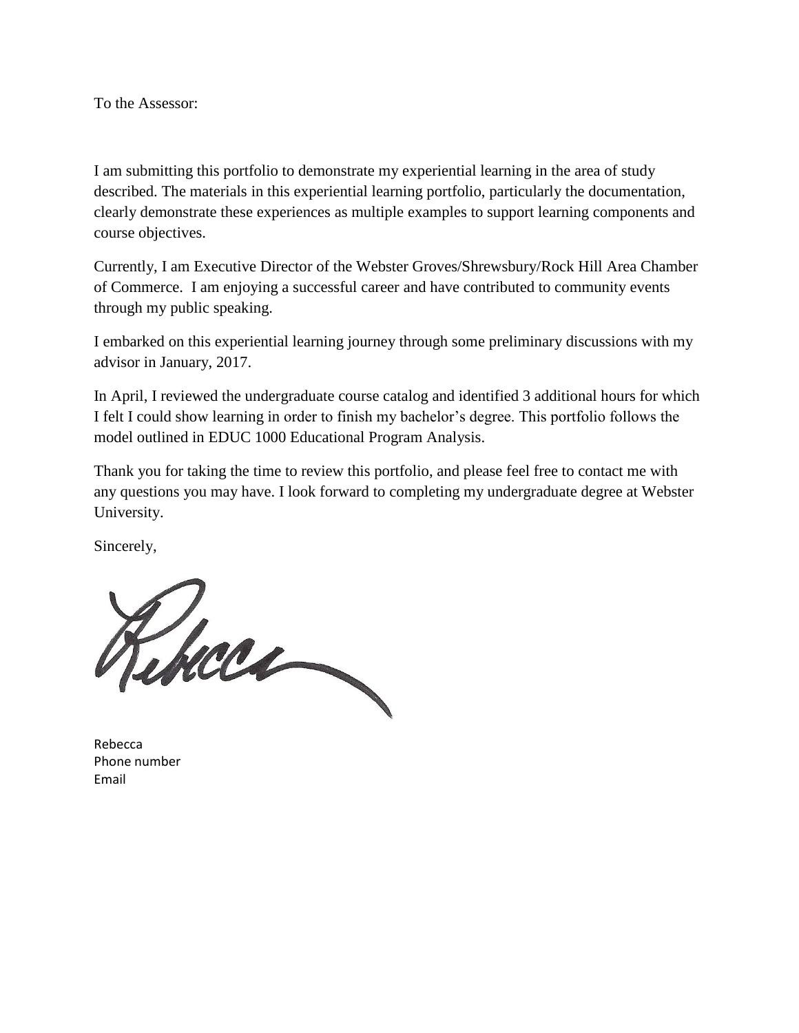To the Assessor:

I am submitting this portfolio to demonstrate my experiential learning in the area of study described. The materials in this experiential learning portfolio, particularly the documentation, clearly demonstrate these experiences as multiple examples to support learning components and course objectives.

Currently, I am Executive Director of the Webster Groves/Shrewsbury/Rock Hill Area Chamber of Commerce. I am enjoying a successful career and have contributed to community events through my public speaking.

I embarked on this experiential learning journey through some preliminary discussions with my advisor in January, 2017.

In April, I reviewed the undergraduate course catalog and identified 3 additional hours for which I felt I could show learning in order to finish my bachelor's degree. This portfolio follows the model outlined in EDUC 1000 Educational Program Analysis.

Thank you for taking the time to review this portfolio, and please feel free to contact me with any questions you may have. I look forward to completing my undergraduate degree at Webster University.

Sincerely,

Rebecca

Rebecca
Phone number
Email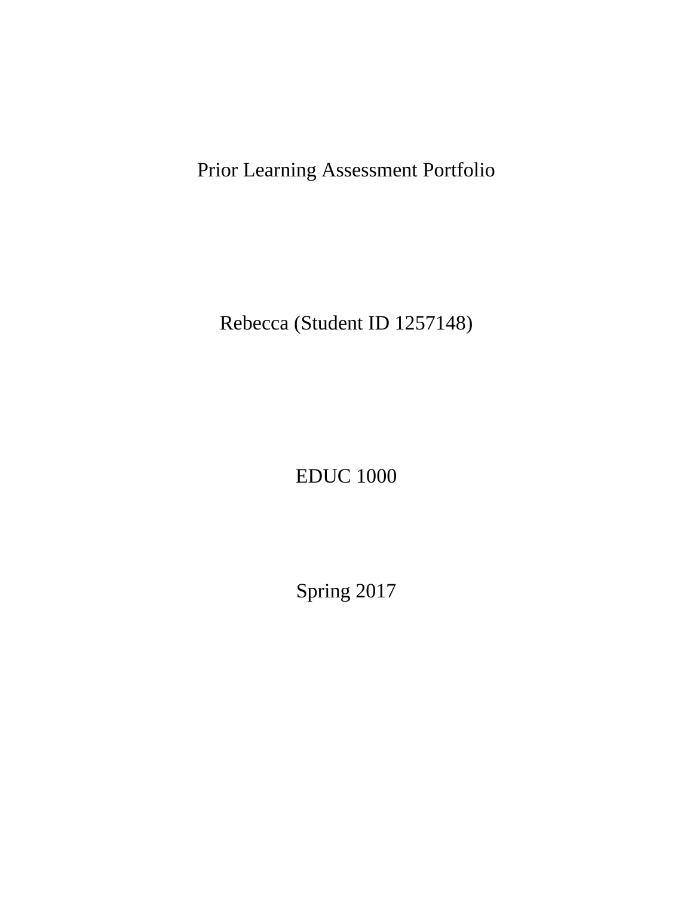# Prior Learning Assessment Portfolio

Rebecca (Student ID 1257148)

EDUC 1000

Spring 2017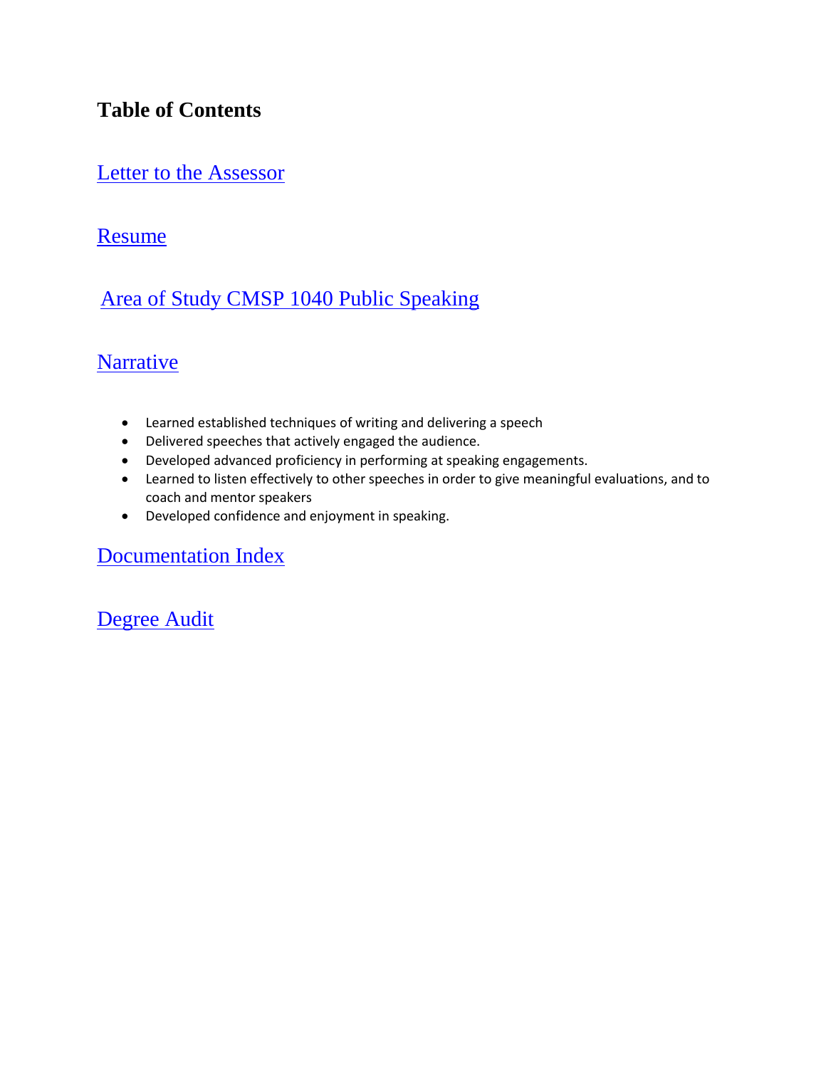# Table of Contents

Letter to the Assessor

Resume

Area of Study CMSP 1040 Public Speaking

Narrative

- Learned established techniques of writing and delivering a speech
- Delivered speeches that actively engaged the audience.
- Developed advanced proficiency in performing at speaking engagements.
- Learned to listen effectively to other speeches in order to give meaningful evaluations, and to coach and mentor speakers
- Developed confidence and enjoyment in speaking.

Documentation Index

Degree Audit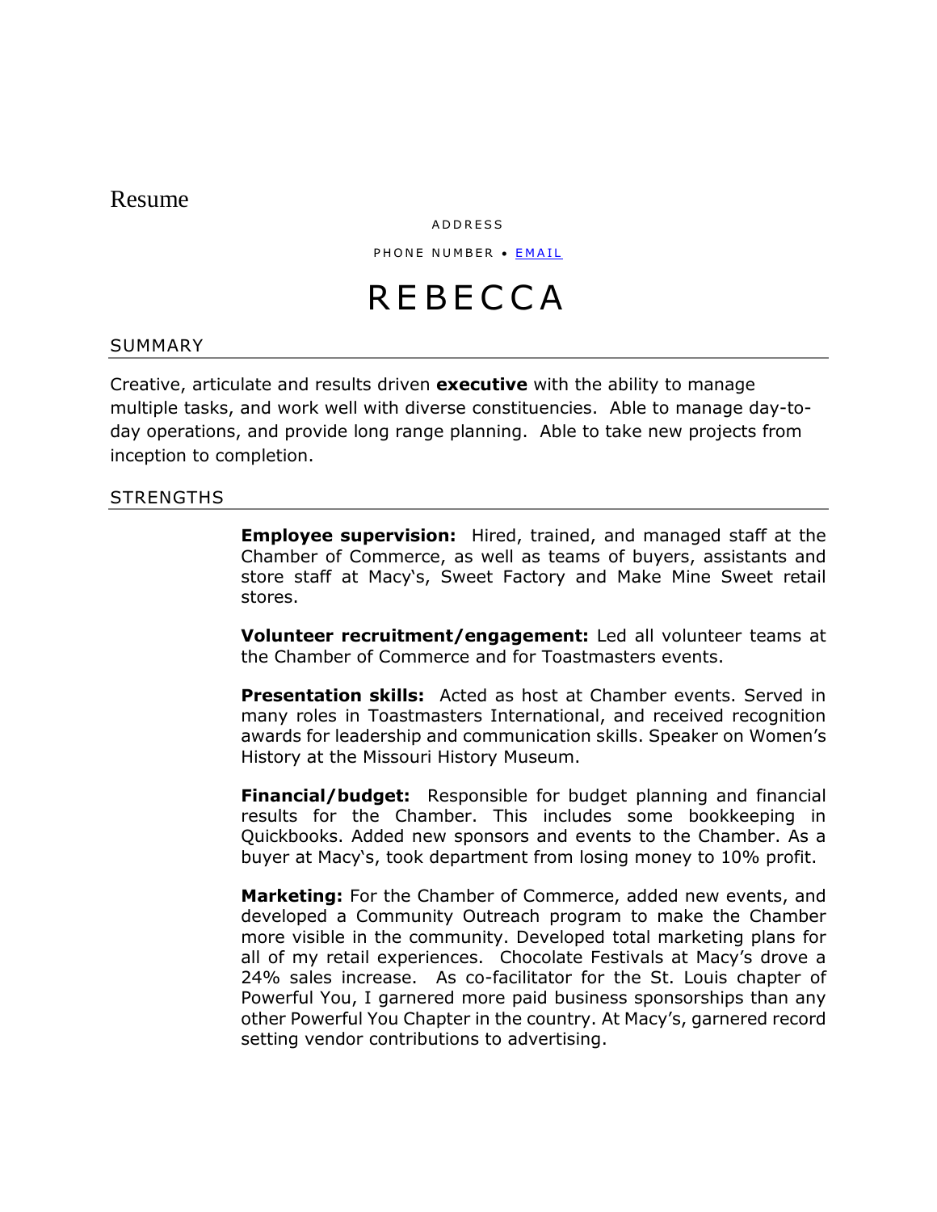Resume

ADDRESS

PHONE NUMBER • EMAIL

# REBECCA

## SUMMARY

Creative, articulate and results driven **executive** with the ability to manage multiple tasks, and work well with diverse constituencies. Able to manage day-to-day operations, and provide long range planning. Able to take new projects from inception to completion.

## STRENGTHS

**Employee supervision:** Hired, trained, and managed staff at the Chamber of Commerce, as well as teams of buyers, assistants and store staff at Macy's, Sweet Factory and Make Mine Sweet retail stores.

**Volunteer recruitment/engagement:** Led all volunteer teams at the Chamber of Commerce and for Toastmasters events.

**Presentation skills:** Acted as host at Chamber events. Served in many roles in Toastmasters International, and received recognition awards for leadership and communication skills. Speaker on Women's History at the Missouri History Museum.

**Financial/budget:** Responsible for budget planning and financial results for the Chamber. This includes some bookkeeping in Quickbooks. Added new sponsors and events to the Chamber. As a buyer at Macy's, took department from losing money to 10% profit.

**Marketing:** For the Chamber of Commerce, added new events, and developed a Community Outreach program to make the Chamber more visible in the community. Developed total marketing plans for all of my retail experiences. Chocolate Festivals at Macy's drove a 24% sales increase. As co-facilitator for the St. Louis chapter of Powerful You, I garnered more paid business sponsorships than any other Powerful You Chapter in the country. At Macy's, garnered record setting vendor contributions to advertising.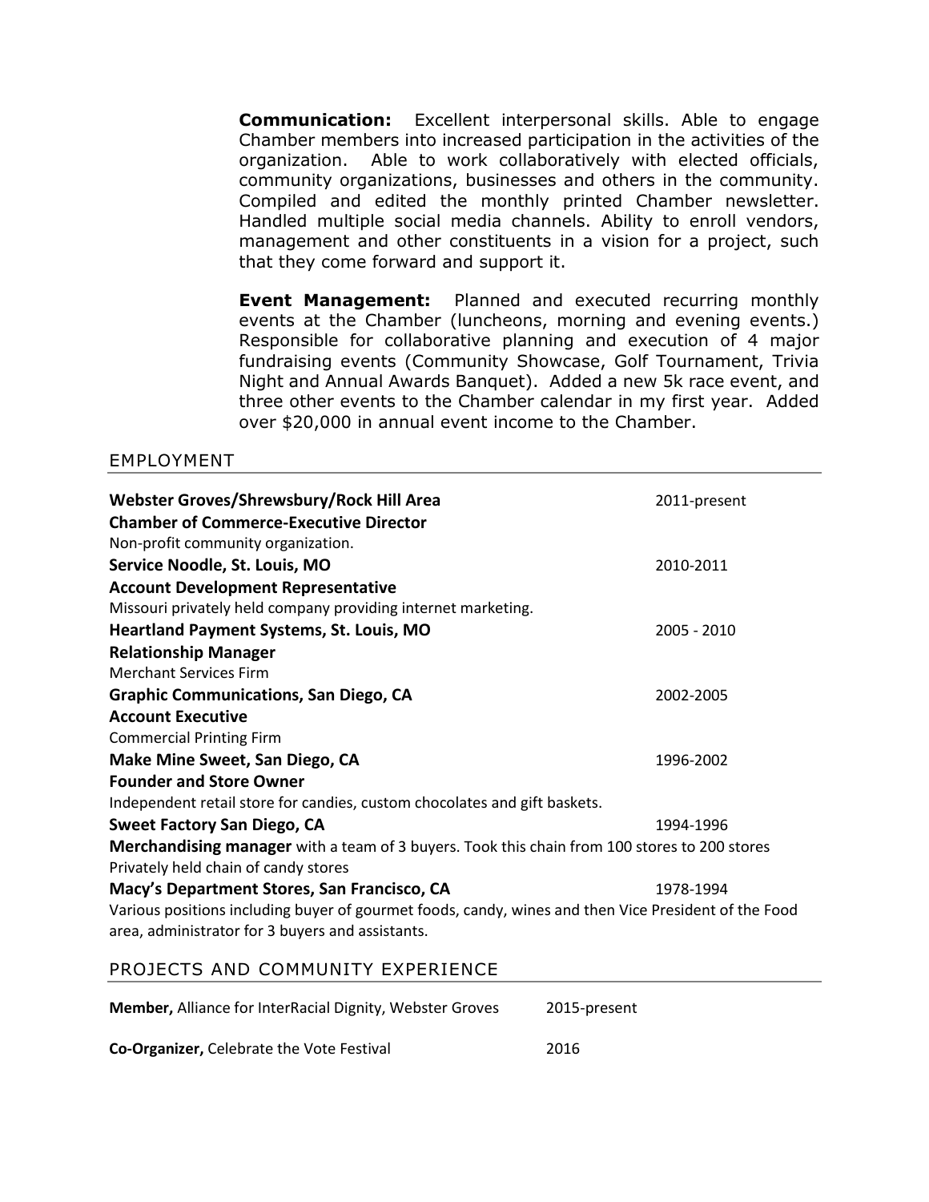**Communication:** Excellent interpersonal skills. Able to engage Chamber members into increased participation in the activities of the organization. Able to work collaboratively with elected officials, community organizations, businesses and others in the community. Compiled and edited the monthly printed Chamber newsletter. Handled multiple social media channels. Ability to enroll vendors, management and other constituents in a vision for a project, such that they come forward and support it.

**Event Management:** Planned and executed recurring monthly events at the Chamber (luncheons, morning and evening events.) Responsible for collaborative planning and execution of 4 major fundraising events (Community Showcase, Golf Tournament, Trivia Night and Annual Awards Banquet). Added a new 5k race event, and three other events to the Chamber calendar in my first year. Added over $20,000 in annual event income to the Chamber.

## EMPLOYMENT

**Webster Groves/Shrewsbury/Rock Hill Area** — 2011-present
**Chamber of Commerce-Executive Director**
Non-profit community organization.

**Service Noodle, St. Louis, MO** — 2010-2011
**Account Development Representative**
Missouri privately held company providing internet marketing.

**Heartland Payment Systems, St. Louis, MO** — 2005 - 2010
**Relationship Manager**
Merchant Services Firm

**Graphic Communications, San Diego, CA** — 2002-2005
**Account Executive**
Commercial Printing Firm

**Make Mine Sweet, San Diego, CA** — 1996-2002
**Founder and Store Owner**
Independent retail store for candies, custom chocolates and gift baskets.

**Sweet Factory San Diego, CA** — 1994-1996
**Merchandising manager** with a team of 3 buyers. Took this chain from 100 stores to 200 stores
Privately held chain of candy stores

**Macy's Department Stores, San Francisco, CA** — 1978-1994
Various positions including buyer of gourmet foods, candy, wines and then Vice President of the Food area, administrator for 3 buyers and assistants.

## PROJECTS AND COMMUNITY EXPERIENCE

**Member,** Alliance for InterRacial Dignity, Webster Groves — 2015-present

**Co-Organizer,** Celebrate the Vote Festival — 2016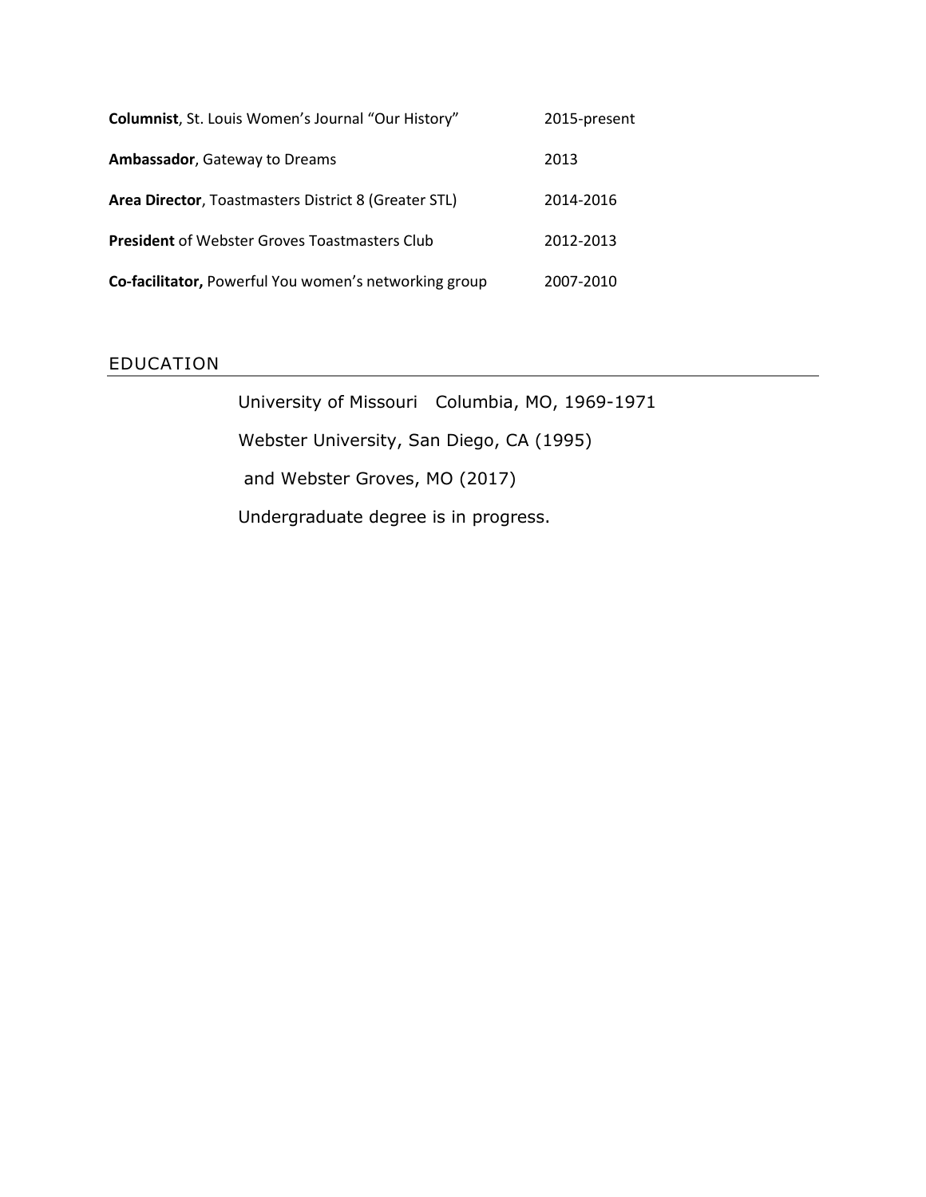| | |
|---|---|
| **Columnist**, St. Louis Women's Journal "Our History" | 2015-present |
| **Ambassador**, Gateway to Dreams | 2013 |
| **Area Director**, Toastmasters District 8 (Greater STL) | 2014-2016 |
| **President** of Webster Groves Toastmasters Club | 2012-2013 |
| **Co-facilitator,** Powerful You women's networking group | 2007-2010 |

## EDUCATION

University of Missouri  Columbia, MO, 1969-1971

Webster University, San Diego, CA (1995)

and Webster Groves, MO (2017)

Undergraduate degree is in progress.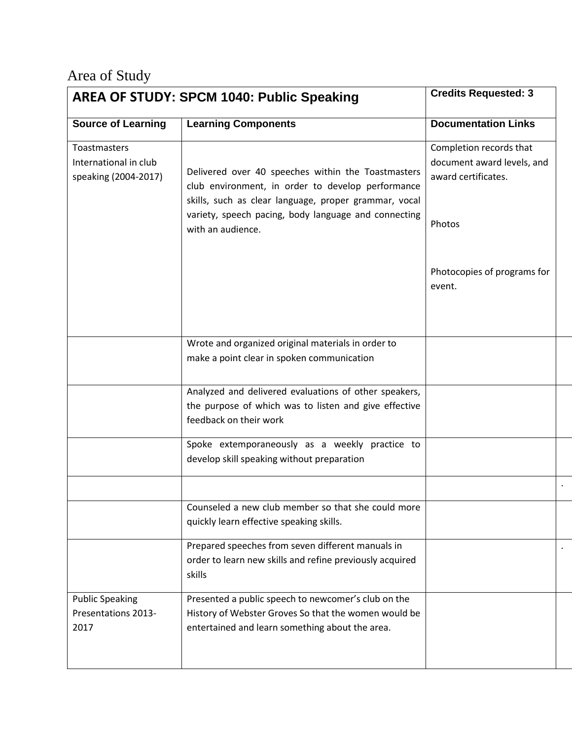Area of Study

| AREA OF STUDY: SPCM 1040: Public Speaking | | Credits Requested: 3 | |
|---|---|---|---|
| **Source of Learning** | **Learning Components** | **Documentation Links** | |
| Toastmasters International in club speaking (2004-2017) | Delivered over 40 speeches within the Toastmasters club environment, in order to develop performance skills, such as clear language, proper grammar, vocal variety, speech pacing, body language and connecting with an audience. | Completion records that document award levels, and award certificates.<br><br>Photos<br><br>Photocopies of programs for event. | |
| | Wrote and organized original materials in order to make a point clear in spoken communication | | |
| | Analyzed and delivered evaluations of other speakers, the purpose of which was to listen and give effective feedback on their work | | |
| | Spoke extemporaneously as a weekly practice to develop skill speaking without preparation | | |
| | | | . |
| | Counseled a new club member so that she could more quickly learn effective speaking skills. | | |
| | Prepared speeches from seven different manuals in order to learn new skills and refine previously acquired skills | | . |
| Public Speaking Presentations 2013-2017 | Presented a public speech to newcomer's club on the History of Webster Groves So that the women would be entertained and learn something about the area. | | |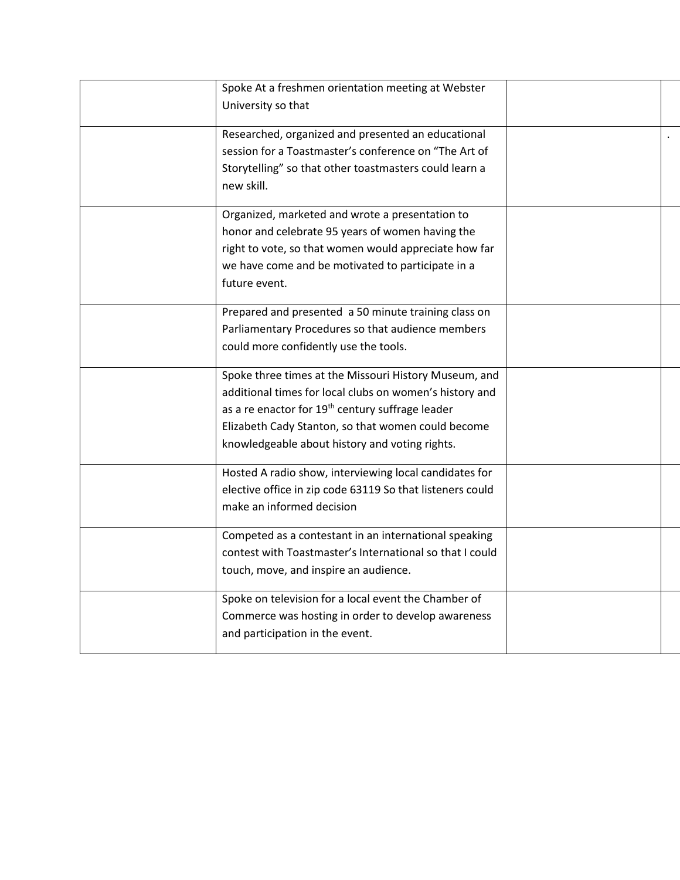| | Spoke At a freshmen orientation meeting at Webster University so that | | |
|---|---|---|---|
| | Researched, organized and presented an educational session for a Toastmaster's conference on "The Art of Storytelling" so that other toastmasters could learn a new skill. | | . |
| | Organized, marketed and wrote a presentation to honor and celebrate 95 years of women having the right to vote, so that women would appreciate how far we have come and be motivated to participate in a future event. | | |
| | Prepared and presented a 50 minute training class on Parliamentary Procedures so that audience members could more confidently use the tools. | | |
| | Spoke three times at the Missouri History Museum, and additional times for local clubs on women's history and as a re enactor for 19th century suffrage leader Elizabeth Cady Stanton, so that women could become knowledgeable about history and voting rights. | | |
| | Hosted A radio show, interviewing local candidates for elective office in zip code 63119 So that listeners could make an informed decision | | |
| | Competed as a contestant in an international speaking contest with Toastmaster's International so that I could touch, move, and inspire an audience. | | |
| | Spoke on television for a local event the Chamber of Commerce was hosting in order to develop awareness and participation in the event. | | |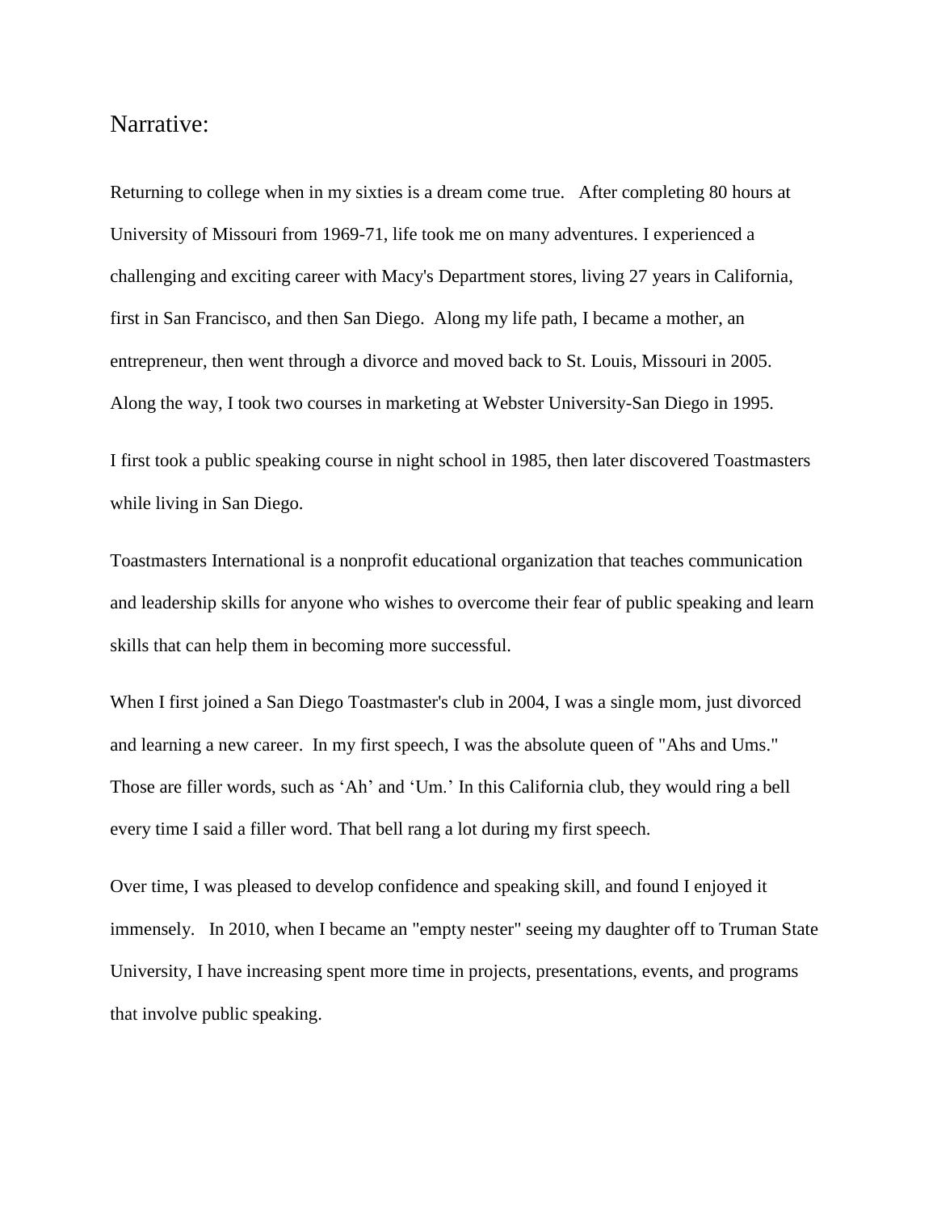# Narrative:

Returning to college when in my sixties is a dream come true. After completing 80 hours at University of Missouri from 1969-71, life took me on many adventures. I experienced a challenging and exciting career with Macy's Department stores, living 27 years in California, first in San Francisco, and then San Diego. Along my life path, I became a mother, an entrepreneur, then went through a divorce and moved back to St. Louis, Missouri in 2005. Along the way, I took two courses in marketing at Webster University-San Diego in 1995.

I first took a public speaking course in night school in 1985, then later discovered Toastmasters while living in San Diego.

Toastmasters International is a nonprofit educational organization that teaches communication and leadership skills for anyone who wishes to overcome their fear of public speaking and learn skills that can help them in becoming more successful.

When I first joined a San Diego Toastmaster's club in 2004, I was a single mom, just divorced and learning a new career. In my first speech, I was the absolute queen of "Ahs and Ums." Those are filler words, such as 'Ah' and 'Um.' In this California club, they would ring a bell every time I said a filler word. That bell rang a lot during my first speech.

Over time, I was pleased to develop confidence and speaking skill, and found I enjoyed it immensely. In 2010, when I became an "empty nester" seeing my daughter off to Truman State University, I have increasing spent more time in projects, presentations, events, and programs that involve public speaking.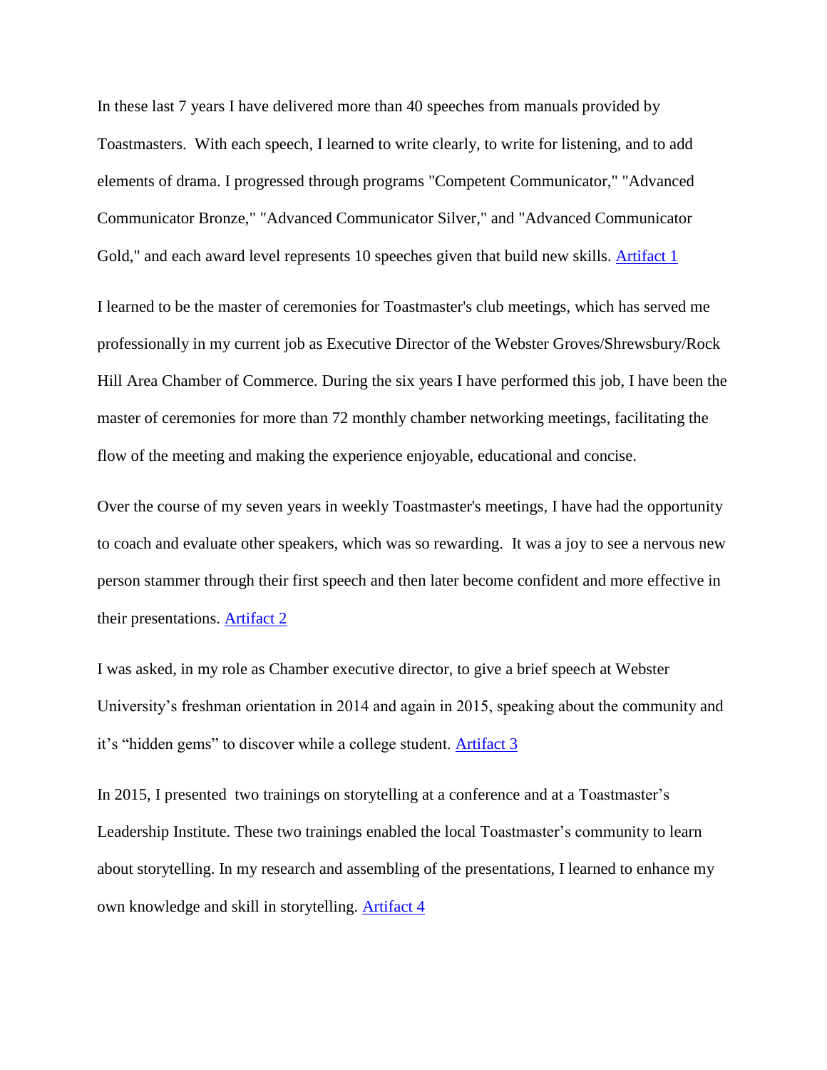In these last 7 years I have delivered more than 40 speeches from manuals provided by Toastmasters. With each speech, I learned to write clearly, to write for listening, and to add elements of drama. I progressed through programs "Competent Communicator," "Advanced Communicator Bronze," "Advanced Communicator Silver," and "Advanced Communicator Gold," and each award level represents 10 speeches given that build new skills. Artifact 1

I learned to be the master of ceremonies for Toastmaster's club meetings, which has served me professionally in my current job as Executive Director of the Webster Groves/Shrewsbury/Rock Hill Area Chamber of Commerce. During the six years I have performed this job, I have been the master of ceremonies for more than 72 monthly chamber networking meetings, facilitating the flow of the meeting and making the experience enjoyable, educational and concise.

Over the course of my seven years in weekly Toastmaster's meetings, I have had the opportunity to coach and evaluate other speakers, which was so rewarding. It was a joy to see a nervous new person stammer through their first speech and then later become confident and more effective in their presentations. Artifact 2

I was asked, in my role as Chamber executive director, to give a brief speech at Webster University's freshman orientation in 2014 and again in 2015, speaking about the community and it's "hidden gems" to discover while a college student. Artifact 3

In 2015, I presented two trainings on storytelling at a conference and at a Toastmaster's Leadership Institute. These two trainings enabled the local Toastmaster's community to learn about storytelling. In my research and assembling of the presentations, I learned to enhance my own knowledge and skill in storytelling. Artifact 4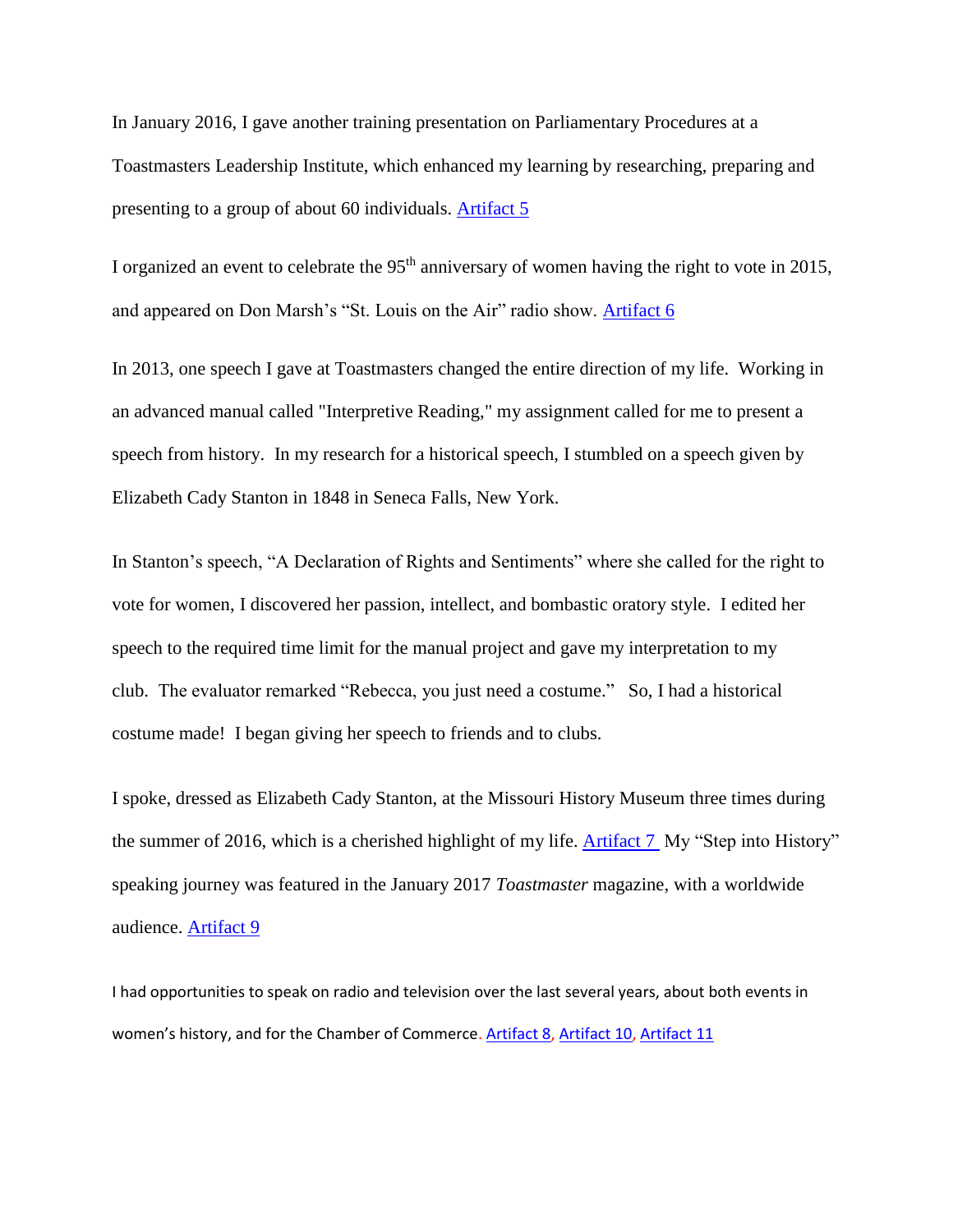In January 2016, I gave another training presentation on Parliamentary Procedures at a Toastmasters Leadership Institute, which enhanced my learning by researching, preparing and presenting to a group of about 60 individuals. Artifact 5

I organized an event to celebrate the 95th anniversary of women having the right to vote in 2015, and appeared on Don Marsh's "St. Louis on the Air" radio show. Artifact 6

In 2013, one speech I gave at Toastmasters changed the entire direction of my life. Working in an advanced manual called "Interpretive Reading," my assignment called for me to present a speech from history. In my research for a historical speech, I stumbled on a speech given by Elizabeth Cady Stanton in 1848 in Seneca Falls, New York.

In Stanton's speech, "A Declaration of Rights and Sentiments" where she called for the right to vote for women, I discovered her passion, intellect, and bombastic oratory style. I edited her speech to the required time limit for the manual project and gave my interpretation to my club. The evaluator remarked "Rebecca, you just need a costume." So, I had a historical costume made! I began giving her speech to friends and to clubs.

I spoke, dressed as Elizabeth Cady Stanton, at the Missouri History Museum three times during the summer of 2016, which is a cherished highlight of my life. Artifact 7 My "Step into History" speaking journey was featured in the January 2017 *Toastmaster* magazine, with a worldwide audience. Artifact 9

I had opportunities to speak on radio and television over the last several years, about both events in women's history, and for the Chamber of Commerce. Artifact 8, Artifact 10, Artifact 11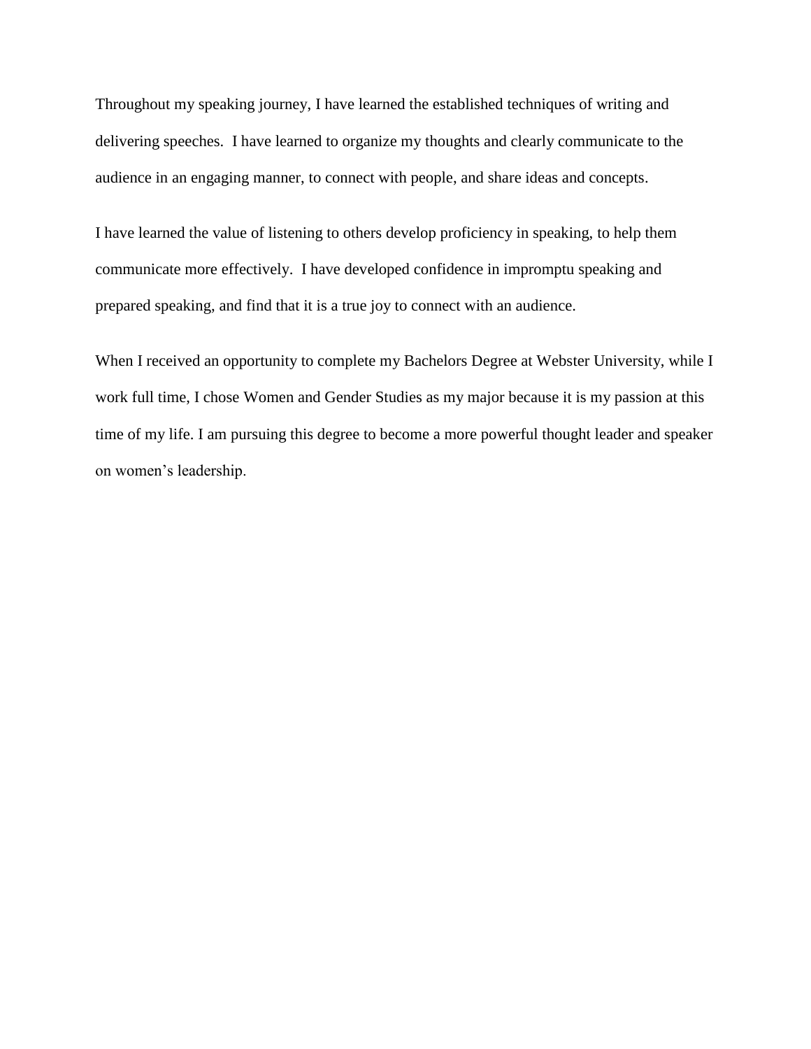Throughout my speaking journey, I have learned the established techniques of writing and delivering speeches. I have learned to organize my thoughts and clearly communicate to the audience in an engaging manner, to connect with people, and share ideas and concepts.

I have learned the value of listening to others develop proficiency in speaking, to help them communicate more effectively. I have developed confidence in impromptu speaking and prepared speaking, and find that it is a true joy to connect with an audience.

When I received an opportunity to complete my Bachelors Degree at Webster University, while I work full time, I chose Women and Gender Studies as my major because it is my passion at this time of my life. I am pursuing this degree to become a more powerful thought leader and speaker on women's leadership.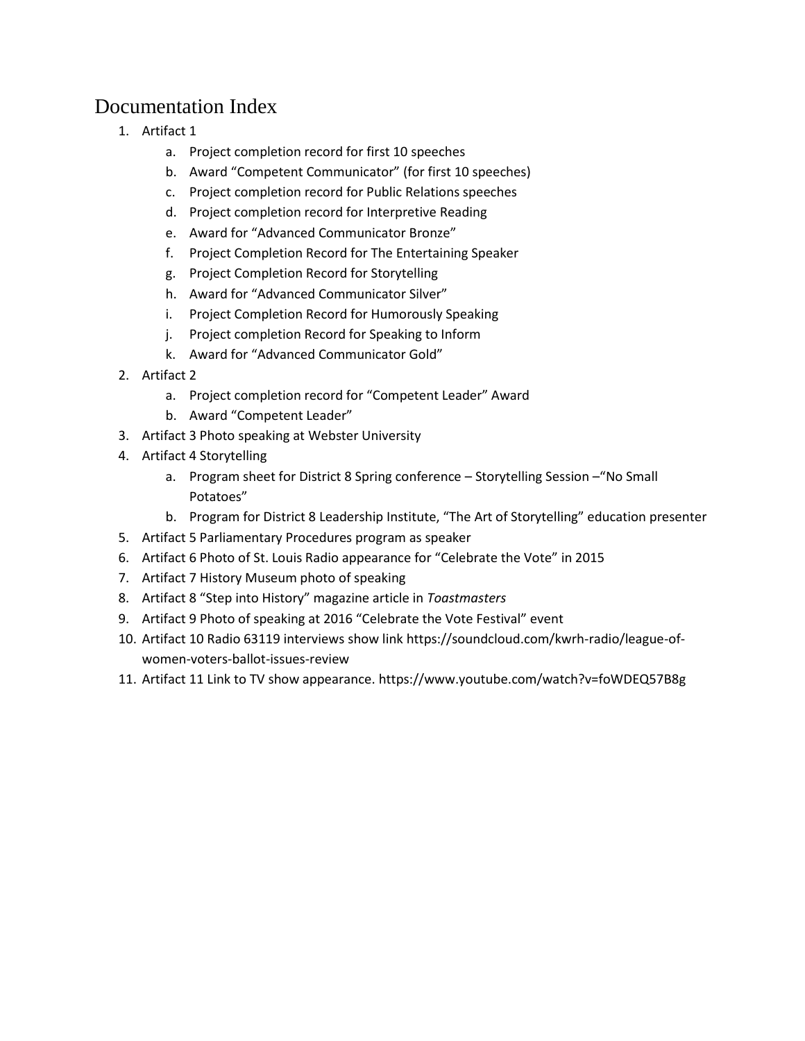# Documentation Index

1. Artifact 1
   a. Project completion record for first 10 speeches
   b. Award "Competent Communicator" (for first 10 speeches)
   c. Project completion record for Public Relations speeches
   d. Project completion record for Interpretive Reading
   e. Award for "Advanced Communicator Bronze"
   f. Project Completion Record for The Entertaining Speaker
   g. Project Completion Record for Storytelling
   h. Award for "Advanced Communicator Silver"
   i. Project Completion Record for Humorously Speaking
   j. Project completion Record for Speaking to Inform
   k. Award for "Advanced Communicator Gold"
2. Artifact 2
   a. Project completion record for "Competent Leader" Award
   b. Award "Competent Leader"
3. Artifact 3 Photo speaking at Webster University
4. Artifact 4 Storytelling
   a. Program sheet for District 8 Spring conference – Storytelling Session –"No Small Potatoes"
   b. Program for District 8 Leadership Institute, "The Art of Storytelling" education presenter
5. Artifact 5 Parliamentary Procedures program as speaker
6. Artifact 6 Photo of St. Louis Radio appearance for "Celebrate the Vote" in 2015
7. Artifact 7 History Museum photo of speaking
8. Artifact 8 "Step into History" magazine article in *Toastmasters*
9. Artifact 9 Photo of speaking at 2016 "Celebrate the Vote Festival" event
10. Artifact 10 Radio 63119 interviews show link https://soundcloud.com/kwrh-radio/league-of-women-voters-ballot-issues-review
11. Artifact 11 Link to TV show appearance. https://www.youtube.com/watch?v=foWDEQ57B8g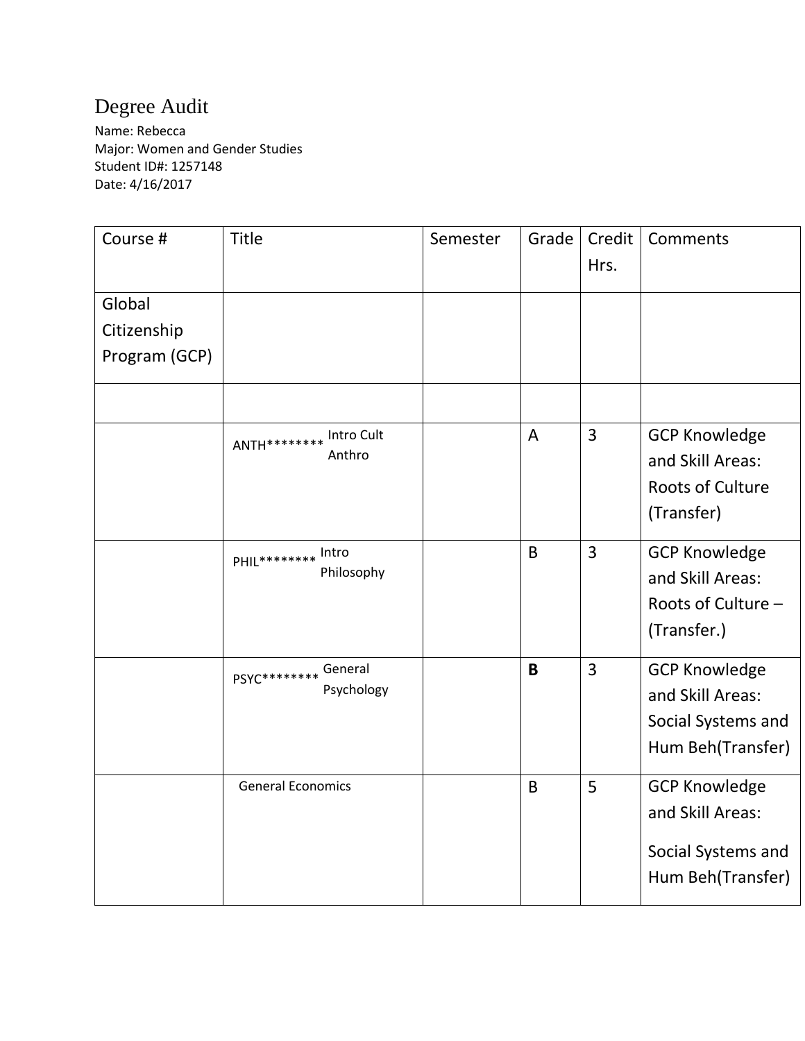# Degree Audit

Name: Rebecca
Major: Women and Gender Studies
Student ID#: 1257148
Date: 4/16/2017

| Course # | Title | Semester | Grade | Credit Hrs. | Comments |
|---|---|---|---|---|---|
| Global Citizenship Program (GCP) | | | | | |
| | | | | | |
| | ANTH******** Intro Cult Anthro | | A | 3 | GCP Knowledge and Skill Areas: Roots of Culture (Transfer) |
| | PHIL******** Intro Philosophy | | B | 3 | GCP Knowledge and Skill Areas: Roots of Culture – (Transfer.) |
| | PSYC******** General Psychology | | **B** | 3 | GCP Knowledge and Skill Areas: Social Systems and Hum Beh(Transfer) |
| | General Economics | | B | 5 | GCP Knowledge and Skill Areas: Social Systems and Hum Beh(Transfer) |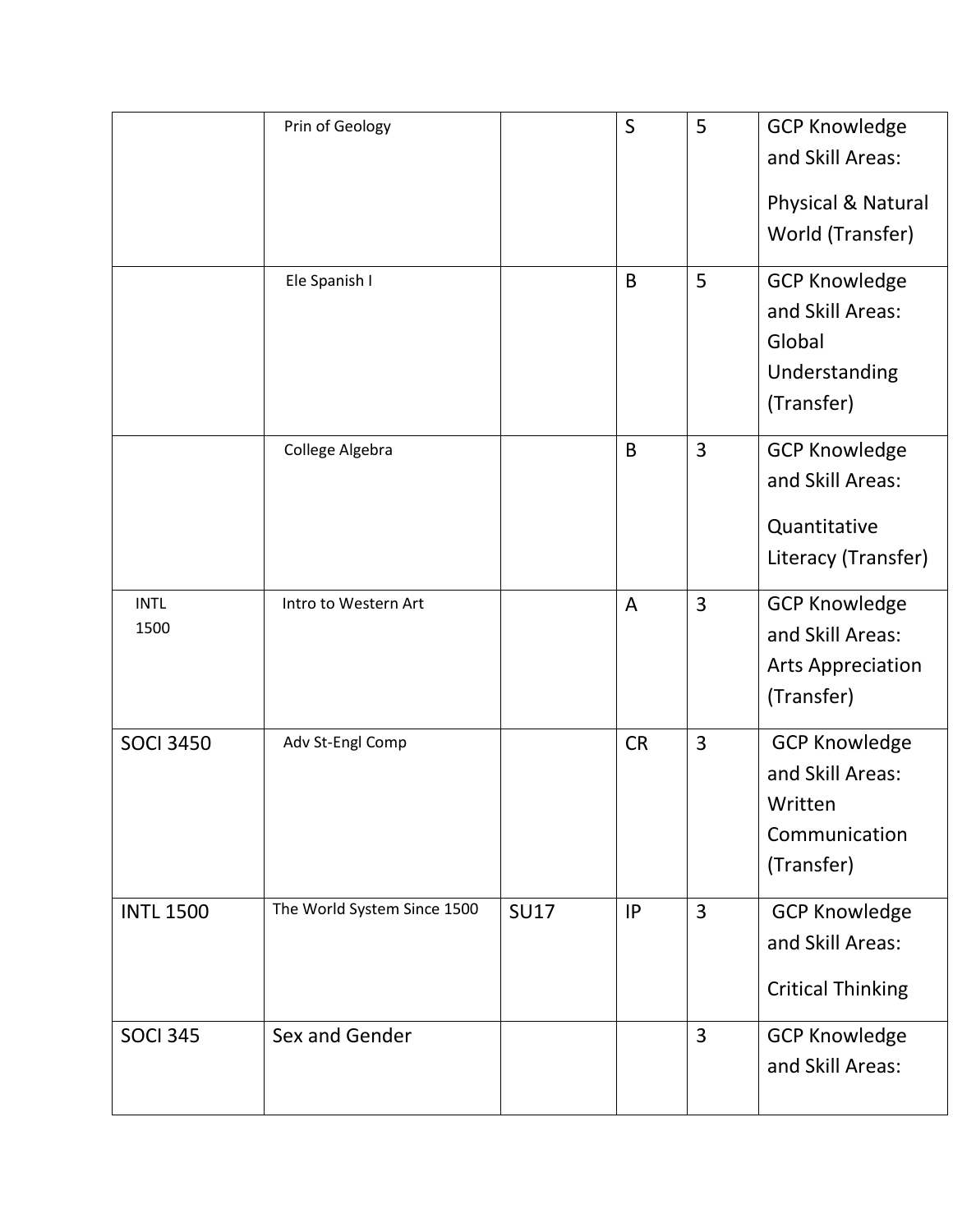| | | | | | |
|---|---|---|---|---|---|
| | Prin of Geology | | S | 5 | GCP Knowledge and Skill Areas: Physical & Natural World (Transfer) |
| | Ele Spanish I | | B | 5 | GCP Knowledge and Skill Areas: Global Understanding (Transfer) |
| | College Algebra | | B | 3 | GCP Knowledge and Skill Areas: Quantitative Literacy (Transfer) |
| INTL 1500 | Intro to Western Art | | A | 3 | GCP Knowledge and Skill Areas: Arts Appreciation (Transfer) |
| SOCI 3450 | Adv St-Engl Comp | | CR | 3 | GCP Knowledge and Skill Areas: Written Communication (Transfer) |
| INTL 1500 | The World System Since 1500 | SU17 | IP | 3 | GCP Knowledge and Skill Areas: Critical Thinking |
| SOCI 345 | Sex and Gender | | | 3 | GCP Knowledge and Skill Areas: |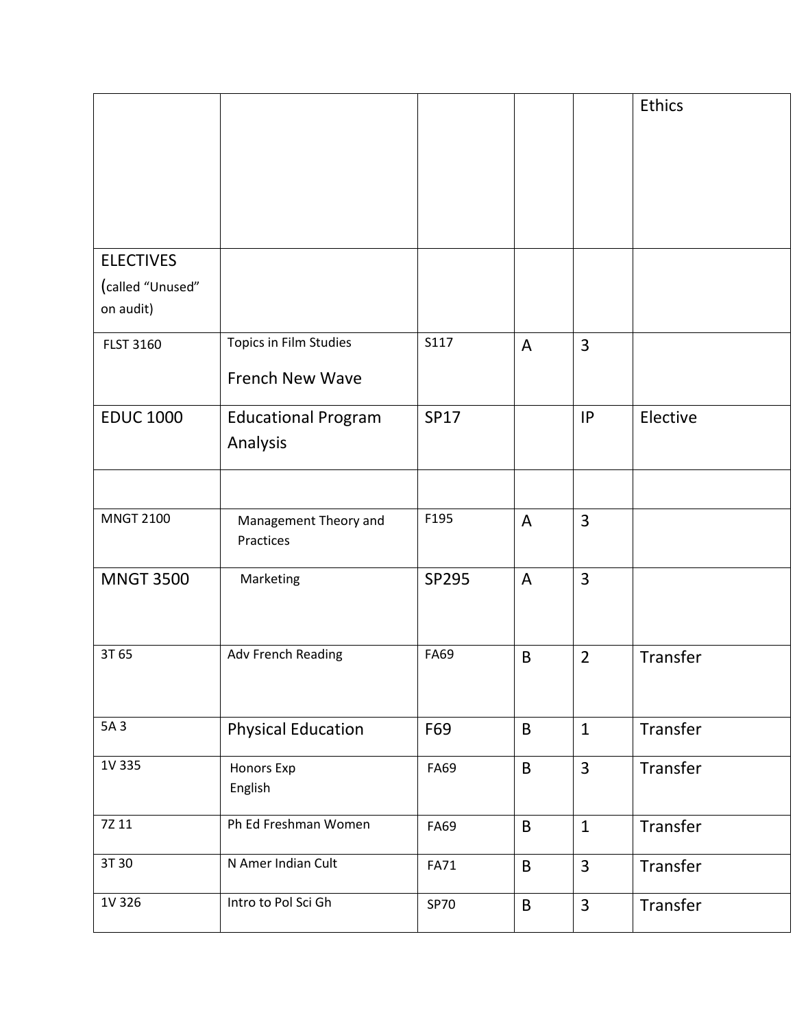| | | | | | Ethics |
| --- | --- | --- | --- | --- | --- |
| ELECTIVES (called "Unused" on audit) | | | | | |
| FLST 3160 | Topics in Film Studies French New Wave | S117 | A | 3 | |
| EDUC 1000 | Educational Program Analysis | SP17 | | IP | Elective |
| | | | | | |
| MNGT 2100 | Management Theory and Practices | F195 | A | 3 | |
| MNGT 3500 | Marketing | SP295 | A | 3 | |
| 3T 65 | Adv French Reading | FA69 | B | 2 | Transfer |
| 5A 3 | Physical Education | F69 | B | 1 | Transfer |
| 1V 335 | Honors Exp English | FA69 | B | 3 | Transfer |
| 7Z 11 | Ph Ed Freshman Women | FA69 | B | 1 | Transfer |
| 3T 30 | N Amer Indian Cult | FA71 | B | 3 | Transfer |
| 1V 326 | Intro to Pol Sci Gh | SP70 | B | 3 | Transfer |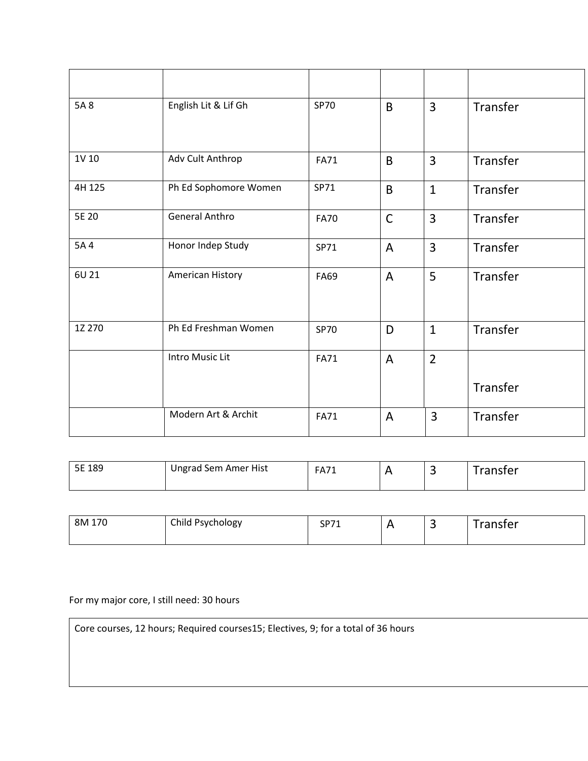| | | | | | |
|---|---|---|---|---|---|
| 5A 8 | English Lit & Lif Gh | SP70 | B | 3 | Transfer |
| 1V 10 | Adv Cult Anthrop | FA71 | B | 3 | Transfer |
| 4H 125 | Ph Ed Sophomore Women | SP71 | B | 1 | Transfer |
| 5E 20 | General Anthro | FA70 | C | 3 | Transfer |
| 5A 4 | Honor Indep Study | SP71 | A | 3 | Transfer |
| 6U 21 | American History | FA69 | A | 5 | Transfer |
| 1Z 270 | Ph Ed Freshman Women | SP70 | D | 1 | Transfer |
| | Intro Music Lit | FA71 | A | 2 | Transfer |
| | Modern Art & Archit | FA71 | A | 3 | Transfer |
| 5E 189 | Ungrad Sem Amer Hist | FA71 | A | 3 | Transfer |
| 8M 170 | Child Psychology | SP71 | A | 3 | Transfer |

For my major core, I still need: 30 hours

| Core courses, 12 hours; Required courses15; Electives, 9; for a total of 36 hours |
|---|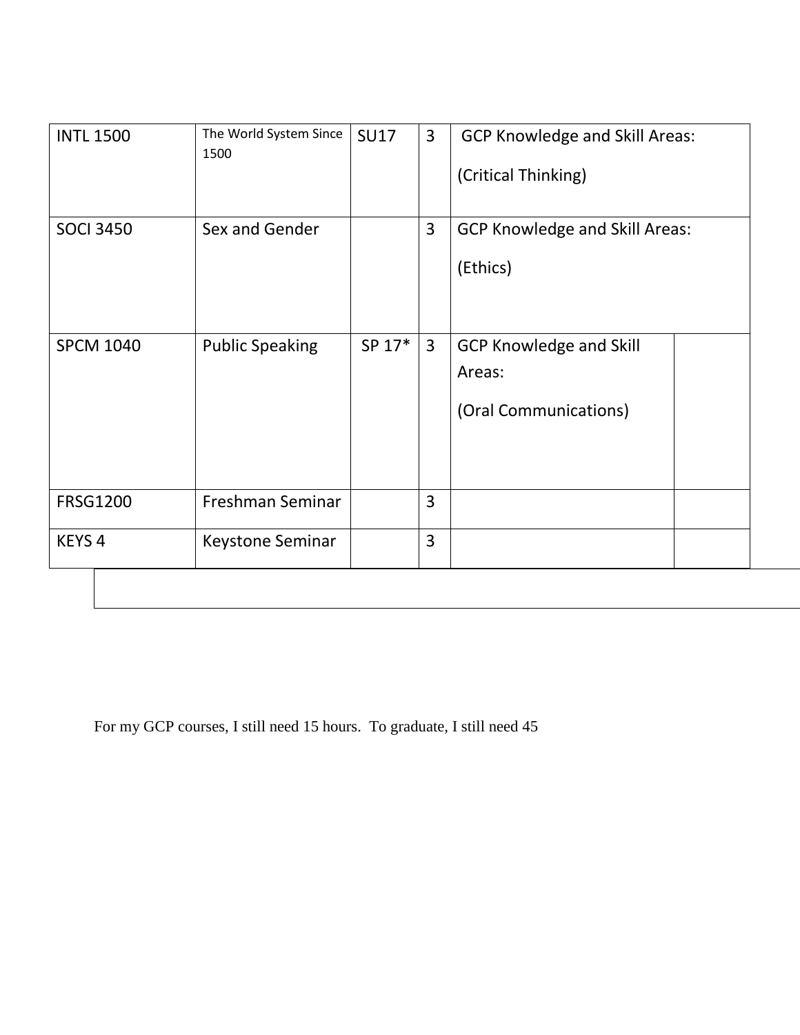| | | | | | |
|---|---|---|---|---|---|
| INTL 1500 | The World System Since 1500 | SU17 | 3 | GCP Knowledge and Skill Areas: (Critical Thinking) | |
| SOCI 3450 | Sex and Gender | | 3 | GCP Knowledge and Skill Areas: (Ethics) | |
| SPCM 1040 | Public Speaking | SP 17* | 3 | GCP Knowledge and Skill Areas: (Oral Communications) | |
| FRSG1200 | Freshman Seminar | | 3 | | |
| KEYS 4 | Keystone Seminar | | 3 | | |

For my GCP courses, I still need 15 hours. To graduate, I still need 45